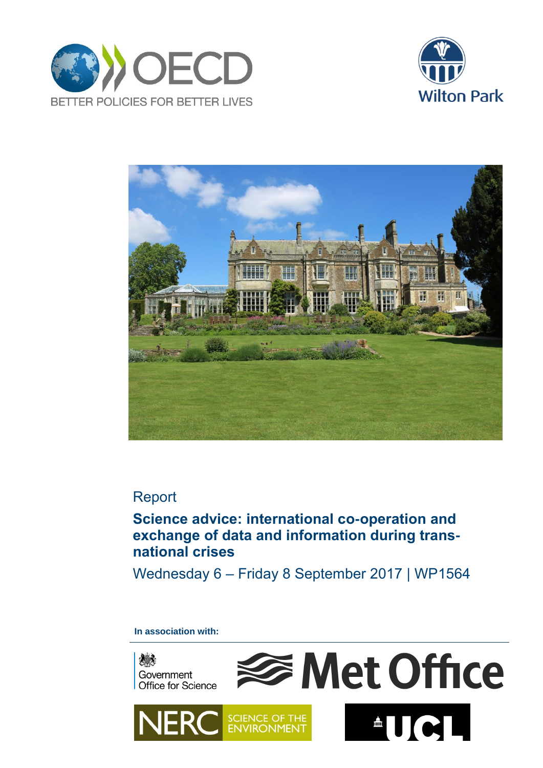OECD

BETTER POLICIES FOR BETTER LIVES

Wilton Park

Report

# Science advice: international co-operation and exchange of data and information during trans-national crises

Wednesday 6 – Friday 8 September 2017 | WP1564

**In association with:**

Government Office for Science

Met Office

NERC SCIENCE OF THE ENVIRONMENT

UCL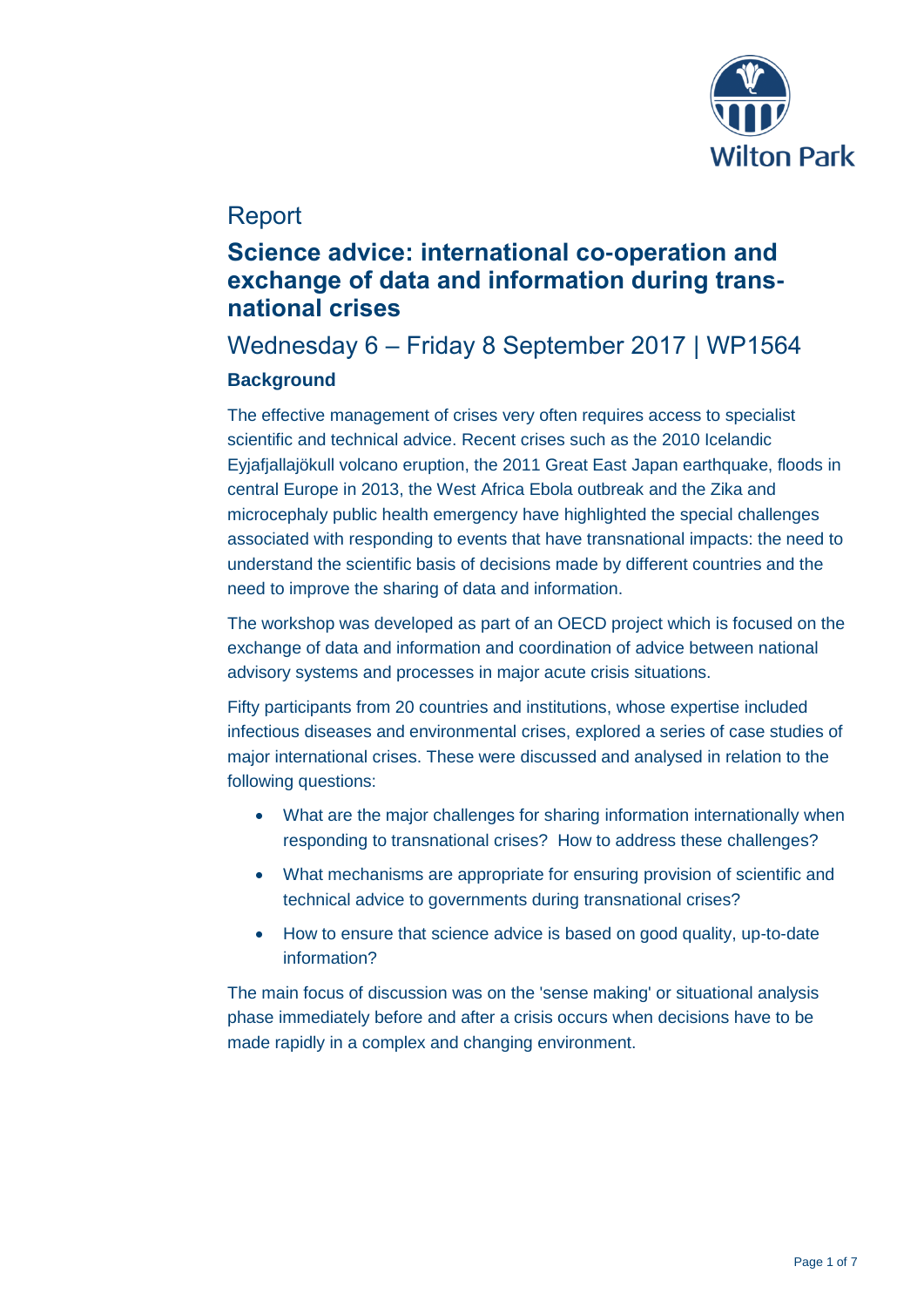Report

# Science advice: international co-operation and exchange of data and information during trans-national crises

## Wednesday 6 – Friday 8 September 2017 | WP1564

### Background

The effective management of crises very often requires access to specialist scientific and technical advice. Recent crises such as the 2010 Icelandic Eyjafjallajökull volcano eruption, the 2011 Great East Japan earthquake, floods in central Europe in 2013, the West Africa Ebola outbreak and the Zika and microcephaly public health emergency have highlighted the special challenges associated with responding to events that have transnational impacts: the need to understand the scientific basis of decisions made by different countries and the need to improve the sharing of data and information.

The workshop was developed as part of an OECD project which is focused on the exchange of data and information and coordination of advice between national advisory systems and processes in major acute crisis situations.

Fifty participants from 20 countries and institutions, whose expertise included infectious diseases and environmental crises, explored a series of case studies of major international crises. These were discussed and analysed in relation to the following questions:

- What are the major challenges for sharing information internationally when responding to transnational crises? How to address these challenges?
- What mechanisms are appropriate for ensuring provision of scientific and technical advice to governments during transnational crises?
- How to ensure that science advice is based on good quality, up-to-date information?

The main focus of discussion was on the 'sense making' or situational analysis phase immediately before and after a crisis occurs when decisions have to be made rapidly in a complex and changing environment.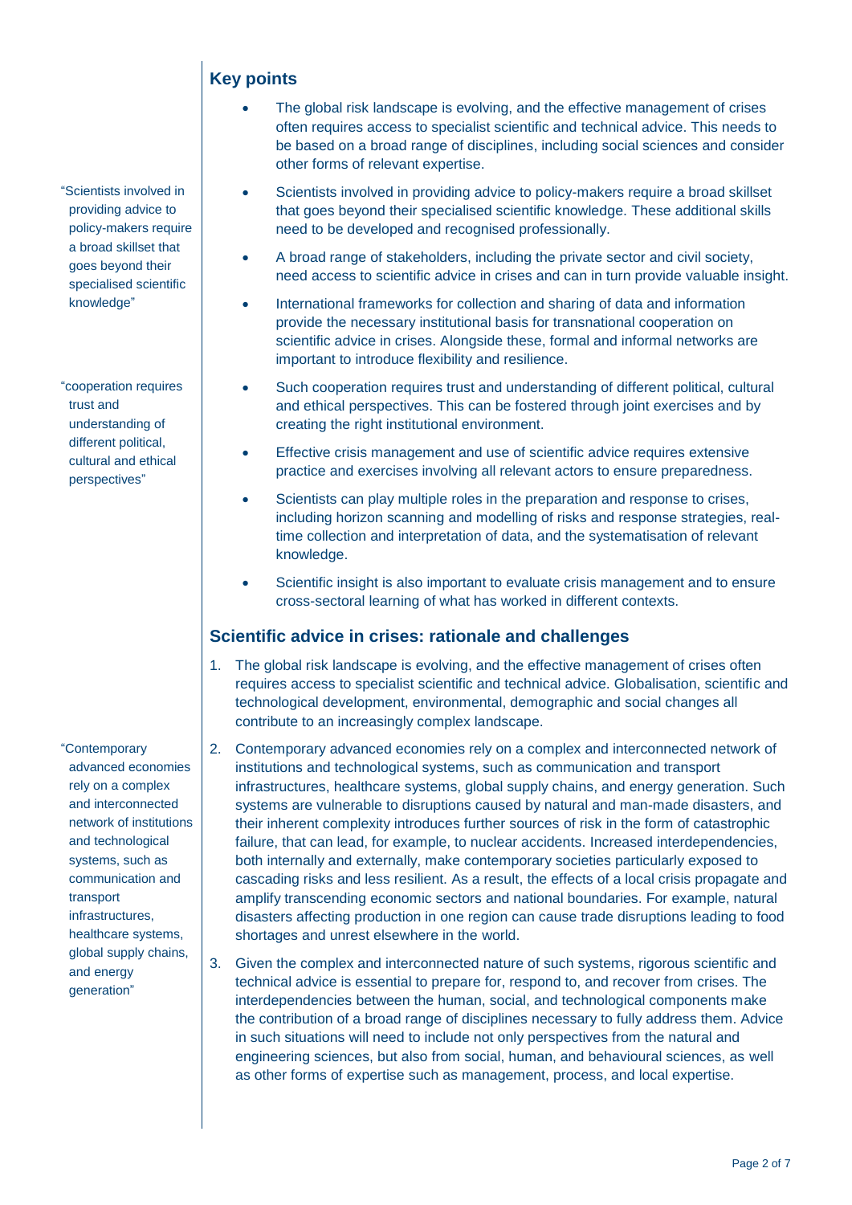## Key points

- The global risk landscape is evolving, and the effective management of crises often requires access to specialist scientific and technical advice. This needs to be based on a broad range of disciplines, including social sciences and consider other forms of relevant expertise.
- Scientists involved in providing advice to policy-makers require a broad skillset that goes beyond their specialised scientific knowledge. These additional skills need to be developed and recognised professionally.
- A broad range of stakeholders, including the private sector and civil society, need access to scientific advice in crises and can in turn provide valuable insight.
- International frameworks for collection and sharing of data and information provide the necessary institutional basis for transnational cooperation on scientific advice in crises. Alongside these, formal and informal networks are important to introduce flexibility and resilience.
- Such cooperation requires trust and understanding of different political, cultural and ethical perspectives. This can be fostered through joint exercises and by creating the right institutional environment.
- Effective crisis management and use of scientific advice requires extensive practice and exercises involving all relevant actors to ensure preparedness.
- Scientists can play multiple roles in the preparation and response to crises, including horizon scanning and modelling of risks and response strategies, real-time collection and interpretation of data, and the systematisation of relevant knowledge.
- Scientific insight is also important to evaluate crisis management and to ensure cross-sectoral learning of what has worked in different contexts.

"Scientists involved in providing advice to policy-makers require a broad skillset that goes beyond their specialised scientific knowledge"

"cooperation requires trust and understanding of different political, cultural and ethical perspectives"

## Scientific advice in crises: rationale and challenges

1. The global risk landscape is evolving, and the effective management of crises often requires access to specialist scientific and technical advice. Globalisation, scientific and technological development, environmental, demographic and social changes all contribute to an increasingly complex landscape.
2. Contemporary advanced economies rely on a complex and interconnected network of institutions and technological systems, such as communication and transport infrastructures, healthcare systems, global supply chains, and energy generation. Such systems are vulnerable to disruptions caused by natural and man-made disasters, and their inherent complexity introduces further sources of risk in the form of catastrophic failure, that can lead, for example, to nuclear accidents. Increased interdependencies, both internally and externally, make contemporary societies particularly exposed to cascading risks and less resilient. As a result, the effects of a local crisis propagate and amplify transcending economic sectors and national boundaries. For example, natural disasters affecting production in one region can cause trade disruptions leading to food shortages and unrest elsewhere in the world.
3. Given the complex and interconnected nature of such systems, rigorous scientific and technical advice is essential to prepare for, respond to, and recover from crises. The interdependencies between the human, social, and technological components make the contribution of a broad range of disciplines necessary to fully address them. Advice in such situations will need to include not only perspectives from the natural and engineering sciences, but also from social, human, and behavioural sciences, as well as other forms of expertise such as management, process, and local expertise.

"Contemporary advanced economies rely on a complex and interconnected network of institutions and technological systems, such as communication and transport infrastructures, healthcare systems, global supply chains, and energy generation"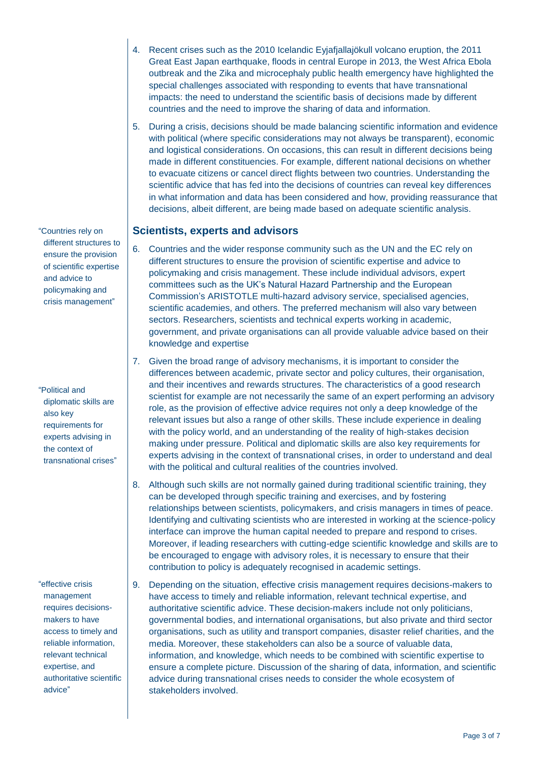4. Recent crises such as the 2010 Icelandic Eyjafjallajökull volcano eruption, the 2011 Great East Japan earthquake, floods in central Europe in 2013, the West Africa Ebola outbreak and the Zika and microcephaly public health emergency have highlighted the special challenges associated with responding to events that have transnational impacts: the need to understand the scientific basis of decisions made by different countries and the need to improve the sharing of data and information.

5. During a crisis, decisions should be made balancing scientific information and evidence with political (where specific considerations may not always be transparent), economic and logistical considerations. On occasions, this can result in different decisions being made in different constituencies. For example, different national decisions on whether to evacuate citizens or cancel direct flights between two countries. Understanding the scientific advice that has fed into the decisions of countries can reveal key differences in what information and data has been considered and how, providing reassurance that decisions, albeit different, are being made based on adequate scientific analysis.

## Scientists, experts and advisors

"Countries rely on different structures to ensure the provision of scientific expertise and advice to policymaking and crisis management"

6. Countries and the wider response community such as the UN and the EC rely on different structures to ensure the provision of scientific expertise and advice to policymaking and crisis management. These include individual advisors, expert committees such as the UK's Natural Hazard Partnership and the European Commission's ARISTOTLE multi-hazard advisory service, specialised agencies, scientific academies, and others. The preferred mechanism will also vary between sectors. Researchers, scientists and technical experts working in academic, government, and private organisations can all provide valuable advice based on their knowledge and expertise

"Political and diplomatic skills are also key requirements for experts advising in the context of transnational crises"

7. Given the broad range of advisory mechanisms, it is important to consider the differences between academic, private sector and policy cultures, their organisation, and their incentives and rewards structures. The characteristics of a good research scientist for example are not necessarily the same of an expert performing an advisory role, as the provision of effective advice requires not only a deep knowledge of the relevant issues but also a range of other skills. These include experience in dealing with the policy world, and an understanding of the reality of high-stakes decision making under pressure. Political and diplomatic skills are also key requirements for experts advising in the context of transnational crises, in order to understand and deal with the political and cultural realities of the countries involved.

8. Although such skills are not normally gained during traditional scientific training, they can be developed through specific training and exercises, and by fostering relationships between scientists, policymakers, and crisis managers in times of peace. Identifying and cultivating scientists who are interested in working at the science-policy interface can improve the human capital needed to prepare and respond to crises. Moreover, if leading researchers with cutting-edge scientific knowledge and skills are to be encouraged to engage with advisory roles, it is necessary to ensure that their contribution to policy is adequately recognised in academic settings.

"effective crisis management requires decisions-makers to have access to timely and reliable information, relevant technical expertise, and authoritative scientific advice"

9. Depending on the situation, effective crisis management requires decisions-makers to have access to timely and reliable information, relevant technical expertise, and authoritative scientific advice. These decision-makers include not only politicians, governmental bodies, and international organisations, but also private and third sector organisations, such as utility and transport companies, disaster relief charities, and the media. Moreover, these stakeholders can also be a source of valuable data, information, and knowledge, which needs to be combined with scientific expertise to ensure a complete picture. Discussion of the sharing of data, information, and scientific advice during transnational crises needs to consider the whole ecosystem of stakeholders involved.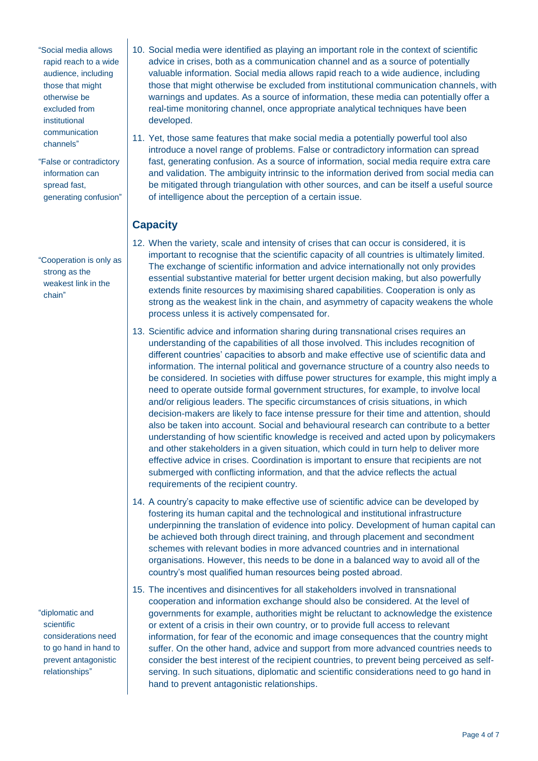"Social media allows rapid reach to a wide audience, including those that might otherwise be excluded from institutional communication channels"

10. Social media were identified as playing an important role in the context of scientific advice in crises, both as a communication channel and as a source of potentially valuable information. Social media allows rapid reach to a wide audience, including those that might otherwise be excluded from institutional communication channels, with warnings and updates. As a source of information, these media can potentially offer a real-time monitoring channel, once appropriate analytical techniques have been developed.

"False or contradictory information can spread fast, generating confusion"

11. Yet, those same features that make social media a potentially powerful tool also introduce a novel range of problems. False or contradictory information can spread fast, generating confusion. As a source of information, social media require extra care and validation. The ambiguity intrinsic to the information derived from social media can be mitigated through triangulation with other sources, and can be itself a useful source of intelligence about the perception of a certain issue.

## Capacity

"Cooperation is only as strong as the weakest link in the chain"

12. When the variety, scale and intensity of crises that can occur is considered, it is important to recognise that the scientific capacity of all countries is ultimately limited. The exchange of scientific information and advice internationally not only provides essential substantive material for better urgent decision making, but also powerfully extends finite resources by maximising shared capabilities. Cooperation is only as strong as the weakest link in the chain, and asymmetry of capacity weakens the whole process unless it is actively compensated for.

13. Scientific advice and information sharing during transnational crises requires an understanding of the capabilities of all those involved. This includes recognition of different countries' capacities to absorb and make effective use of scientific data and information. The internal political and governance structure of a country also needs to be considered. In societies with diffuse power structures for example, this might imply a need to operate outside formal government structures, for example, to involve local and/or religious leaders. The specific circumstances of crisis situations, in which decision-makers are likely to face intense pressure for their time and attention, should also be taken into account. Social and behavioural research can contribute to a better understanding of how scientific knowledge is received and acted upon by policymakers and other stakeholders in a given situation, which could in turn help to deliver more effective advice in crises. Coordination is important to ensure that recipients are not submerged with conflicting information, and that the advice reflects the actual requirements of the recipient country.

14. A country's capacity to make effective use of scientific advice can be developed by fostering its human capital and the technological and institutional infrastructure underpinning the translation of evidence into policy. Development of human capital can be achieved both through direct training, and through placement and secondment schemes with relevant bodies in more advanced countries and in international organisations. However, this needs to be done in a balanced way to avoid all of the country's most qualified human resources being posted abroad.

"diplomatic and scientific considerations need to go hand in hand to prevent antagonistic relationships"

15. The incentives and disincentives for all stakeholders involved in transnational cooperation and information exchange should also be considered. At the level of governments for example, authorities might be reluctant to acknowledge the existence or extent of a crisis in their own country, or to provide full access to relevant information, for fear of the economic and image consequences that the country might suffer. On the other hand, advice and support from more advanced countries needs to consider the best interest of the recipient countries, to prevent being perceived as self-serving. In such situations, diplomatic and scientific considerations need to go hand in hand to prevent antagonistic relationships.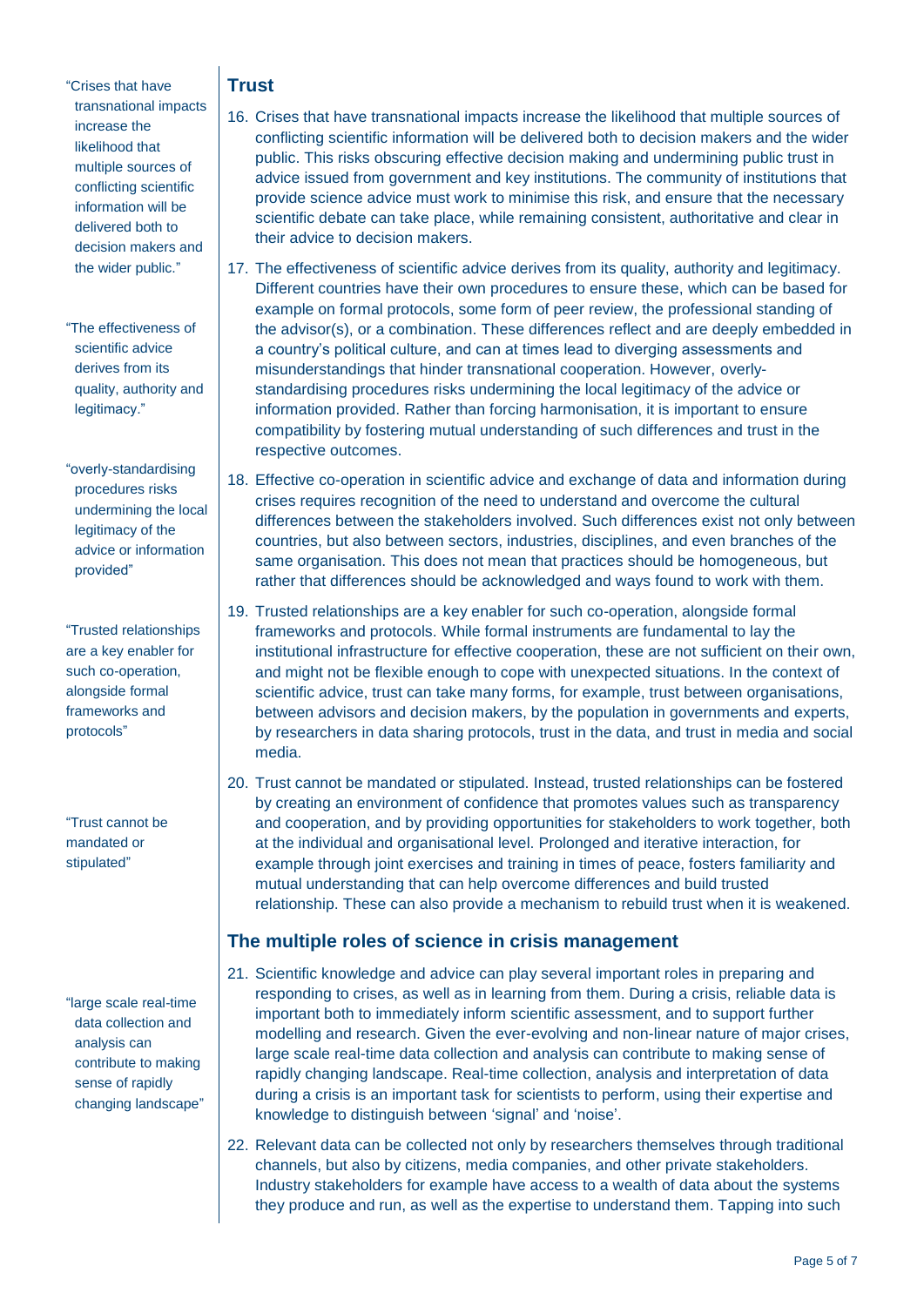## Trust

> "Crises that have transnational impacts increase the likelihood that multiple sources of conflicting scientific information will be delivered both to decision makers and the wider public."

16. Crises that have transnational impacts increase the likelihood that multiple sources of conflicting scientific information will be delivered both to decision makers and the wider public. This risks obscuring effective decision making and undermining public trust in advice issued from government and key institutions. The community of institutions that provide science advice must work to minimise this risk, and ensure that the necessary scientific debate can take place, while remaining consistent, authoritative and clear in their advice to decision makers.

> "The effectiveness of scientific advice derives from its quality, authority and legitimacy."

> "overly-standardising procedures risks undermining the local legitimacy of the advice or information provided"

17. The effectiveness of scientific advice derives from its quality, authority and legitimacy. Different countries have their own procedures to ensure these, which can be based for example on formal protocols, some form of peer review, the professional standing of the advisor(s), or a combination. These differences reflect and are deeply embedded in a country's political culture, and can at times lead to diverging assessments and misunderstandings that hinder transnational cooperation. However, overly-standardising procedures risks undermining the local legitimacy of the advice or information provided. Rather than forcing harmonisation, it is important to ensure compatibility by fostering mutual understanding of such differences and trust in the respective outcomes.

18. Effective co-operation in scientific advice and exchange of data and information during crises requires recognition of the need to understand and overcome the cultural differences between the stakeholders involved. Such differences exist not only between countries, but also between sectors, industries, disciplines, and even branches of the same organisation. This does not mean that practices should be homogeneous, but rather that differences should be acknowledged and ways found to work with them.

> "Trusted relationships are a key enabler for such co-operation, alongside formal frameworks and protocols"

19. Trusted relationships are a key enabler for such co-operation, alongside formal frameworks and protocols. While formal instruments are fundamental to lay the institutional infrastructure for effective cooperation, these are not sufficient on their own, and might not be flexible enough to cope with unexpected situations. In the context of scientific advice, trust can take many forms, for example, trust between organisations, between advisors and decision makers, by the population in governments and experts, by researchers in data sharing protocols, trust in the data, and trust in media and social media.

> "Trust cannot be mandated or stipulated"

20. Trust cannot be mandated or stipulated. Instead, trusted relationships can be fostered by creating an environment of confidence that promotes values such as transparency and cooperation, and by providing opportunities for stakeholders to work together, both at the individual and organisational level. Prolonged and iterative interaction, for example through joint exercises and training in times of peace, fosters familiarity and mutual understanding that can help overcome differences and build trusted relationship. These can also provide a mechanism to rebuild trust when it is weakened.

## The multiple roles of science in crisis management

> "large scale real-time data collection and analysis can contribute to making sense of rapidly changing landscape"

21. Scientific knowledge and advice can play several important roles in preparing and responding to crises, as well as in learning from them. During a crisis, reliable data is important both to immediately inform scientific assessment, and to support further modelling and research. Given the ever-evolving and non-linear nature of major crises, large scale real-time data collection and analysis can contribute to making sense of rapidly changing landscape. Real-time collection, analysis and interpretation of data during a crisis is an important task for scientists to perform, using their expertise and knowledge to distinguish between 'signal' and 'noise'.

22. Relevant data can be collected not only by researchers themselves through traditional channels, but also by citizens, media companies, and other private stakeholders. Industry stakeholders for example have access to a wealth of data about the systems they produce and run, as well as the expertise to understand them. Tapping into such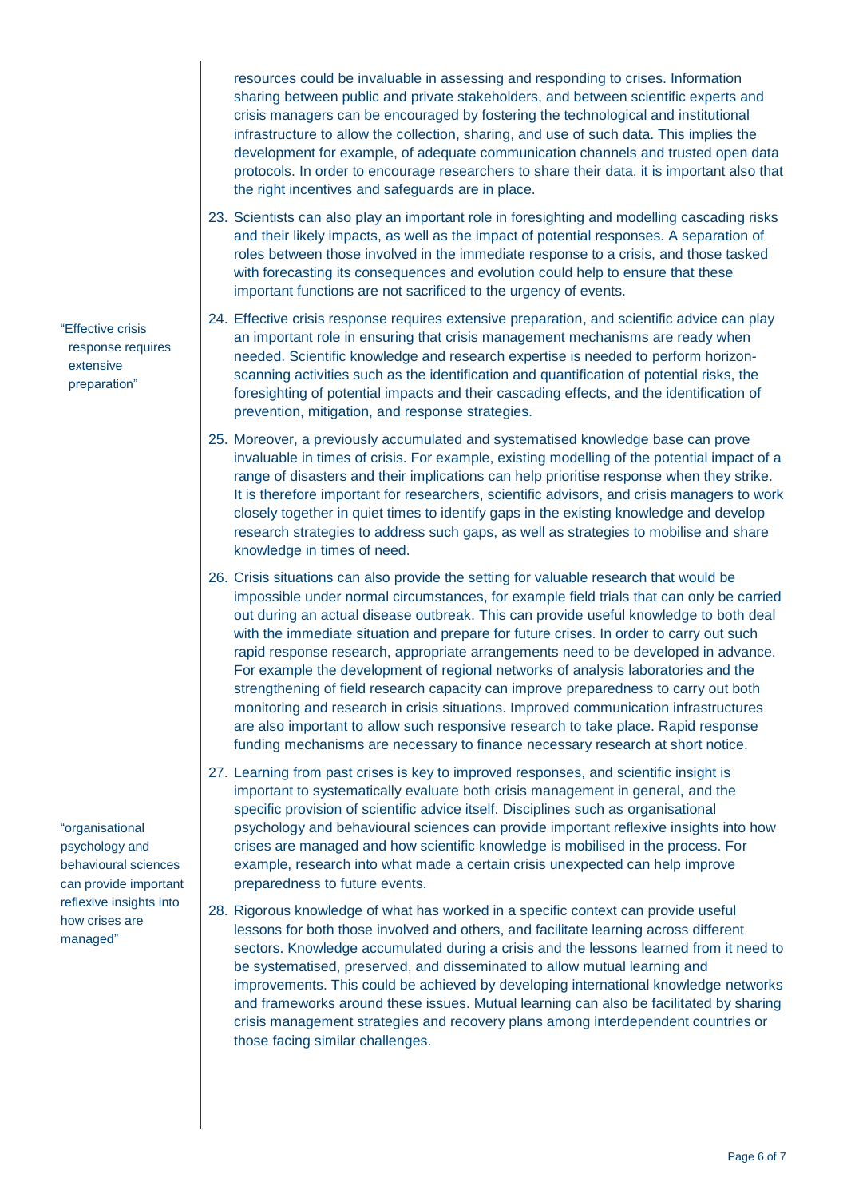resources could be invaluable in assessing and responding to crises. Information sharing between public and private stakeholders, and between scientific experts and crisis managers can be encouraged by fostering the technological and institutional infrastructure to allow the collection, sharing, and use of such data. This implies the development for example, of adequate communication channels and trusted open data protocols. In order to encourage researchers to share their data, it is important also that the right incentives and safeguards are in place.

23. Scientists can also play an important role in foresighting and modelling cascading risks and their likely impacts, as well as the impact of potential responses. A separation of roles between those involved in the immediate response to a crisis, and those tasked with forecasting its consequences and evolution could help to ensure that these important functions are not sacrificed to the urgency of events.

"Effective crisis response requires extensive preparation"

24. Effective crisis response requires extensive preparation, and scientific advice can play an important role in ensuring that crisis management mechanisms are ready when needed. Scientific knowledge and research expertise is needed to perform horizon-scanning activities such as the identification and quantification of potential risks, the foresighting of potential impacts and their cascading effects, and the identification of prevention, mitigation, and response strategies.

25. Moreover, a previously accumulated and systematised knowledge base can prove invaluable in times of crisis. For example, existing modelling of the potential impact of a range of disasters and their implications can help prioritise response when they strike. It is therefore important for researchers, scientific advisors, and crisis managers to work closely together in quiet times to identify gaps in the existing knowledge and develop research strategies to address such gaps, as well as strategies to mobilise and share knowledge in times of need.

26. Crisis situations can also provide the setting for valuable research that would be impossible under normal circumstances, for example field trials that can only be carried out during an actual disease outbreak. This can provide useful knowledge to both deal with the immediate situation and prepare for future crises. In order to carry out such rapid response research, appropriate arrangements need to be developed in advance. For example the development of regional networks of analysis laboratories and the strengthening of field research capacity can improve preparedness to carry out both monitoring and research in crisis situations. Improved communication infrastructures are also important to allow such responsive research to take place. Rapid response funding mechanisms are necessary to finance necessary research at short notice.

"organisational psychology and behavioural sciences can provide important reflexive insights into how crises are managed"

27. Learning from past crises is key to improved responses, and scientific insight is important to systematically evaluate both crisis management in general, and the specific provision of scientific advice itself. Disciplines such as organisational psychology and behavioural sciences can provide important reflexive insights into how crises are managed and how scientific knowledge is mobilised in the process. For example, research into what made a certain crisis unexpected can help improve preparedness to future events.

28. Rigorous knowledge of what has worked in a specific context can provide useful lessons for both those involved and others, and facilitate learning across different sectors. Knowledge accumulated during a crisis and the lessons learned from it need to be systematised, preserved, and disseminated to allow mutual learning and improvements. This could be achieved by developing international knowledge networks and frameworks around these issues. Mutual learning can also be facilitated by sharing crisis management strategies and recovery plans among interdependent countries or those facing similar challenges.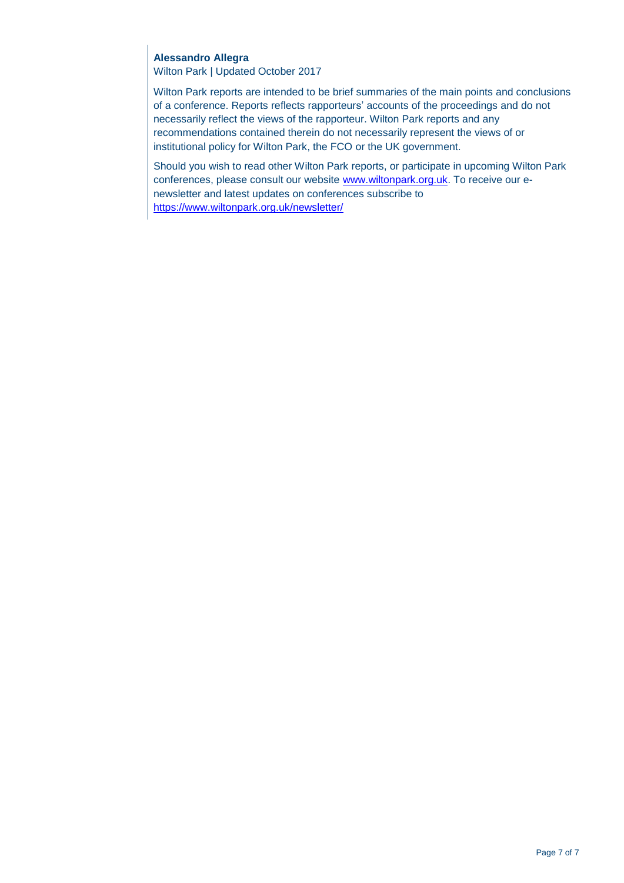**Alessandro Allegra**

Wilton Park | Updated October 2017

Wilton Park reports are intended to be brief summaries of the main points and conclusions of a conference. Reports reflects rapporteurs' accounts of the proceedings and do not necessarily reflect the views of the rapporteur. Wilton Park reports and any recommendations contained therein do not necessarily represent the views of or institutional policy for Wilton Park, the FCO or the UK government.

Should you wish to read other Wilton Park reports, or participate in upcoming Wilton Park conferences, please consult our website [www.wiltonpark.org.uk](www.wiltonpark.org.uk). To receive our e-newsletter and latest updates on conferences subscribe to [https://www.wiltonpark.org.uk/newsletter/](https://www.wiltonpark.org.uk/newsletter/)